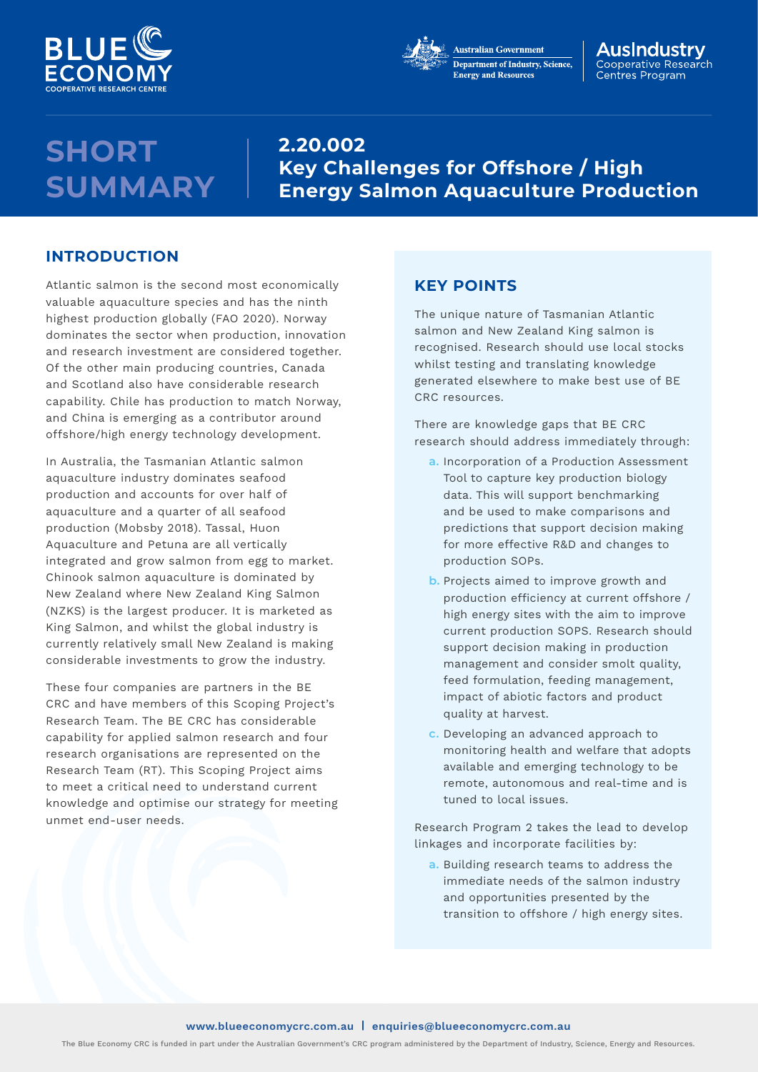# SHORT SUMMARY

# 2.20.002 Key Challenges for Offshore / High Energy Salmon Aquaculture Production

## INTRODUCTION

Atlantic salmon is the second most economically valuable aquaculture species and has the ninth highest production globally (FAO 2020). Norway dominates the sector when production, innovation and research investment are considered together. Of the other main producing countries, Canada and Scotland also have considerable research capability. Chile has production to match Norway, and China is emerging as a contributor around offshore/high energy technology development.

In Australia, the Tasmanian Atlantic salmon aquaculture industry dominates seafood production and accounts for over half of aquaculture and a quarter of all seafood production (Mobsby 2018). Tassal, Huon Aquaculture and Petuna are all vertically integrated and grow salmon from egg to market. Chinook salmon aquaculture is dominated by New Zealand where New Zealand King Salmon (NZKS) is the largest producer. It is marketed as King Salmon, and whilst the global industry is currently relatively small New Zealand is making considerable investments to grow the industry.

These four companies are partners in the BE CRC and have members of this Scoping Project's Research Team. The BE CRC has considerable capability for applied salmon research and four research organisations are represented on the Research Team (RT). This Scoping Project aims to meet a critical need to understand current knowledge and optimise our strategy for meeting unmet end-user needs.

## KEY POINTS

The unique nature of Tasmanian Atlantic salmon and New Zealand King salmon is recognised. Research should use local stocks whilst testing and translating knowledge generated elsewhere to make best use of BE CRC resources.

There are knowledge gaps that BE CRC research should address immediately through:

a. Incorporation of a Production Assessment Tool to capture key production biology data. This will support benchmarking and be used to make comparisons and predictions that support decision making for more effective R&D and changes to production SOPs.
b. Projects aimed to improve growth and production efficiency at current offshore / high energy sites with the aim to improve current production SOPS. Research should support decision making in production management and consider smolt quality, feed formulation, feeding management, impact of abiotic factors and product quality at harvest.
c. Developing an advanced approach to monitoring health and welfare that adopts available and emerging technology to be remote, autonomous and real-time and is tuned to local issues.

Research Program 2 takes the lead to develop linkages and incorporate facilities by:

a. Building research teams to address the immediate needs of the salmon industry and opportunities presented by the transition to offshore / high energy sites.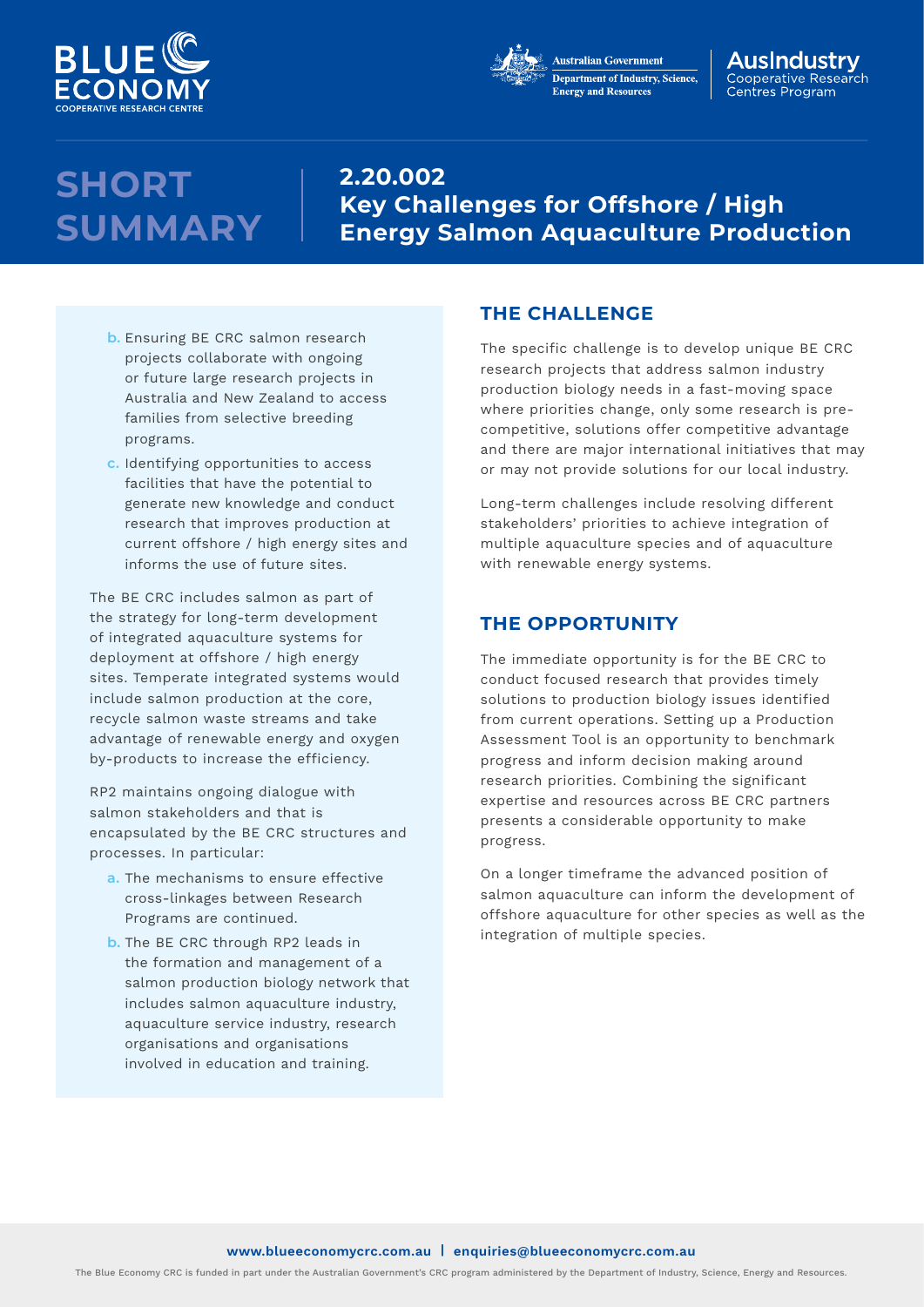# SHORT SUMMARY

## 2.20.002 Key Challenges for Offshore / High Energy Salmon Aquaculture Production

b. Ensuring BE CRC salmon research projects collaborate with ongoing or future large research projects in Australia and New Zealand to access families from selective breeding programs.

c. Identifying opportunities to access facilities that have the potential to generate new knowledge and conduct research that improves production at current offshore / high energy sites and informs the use of future sites.

The BE CRC includes salmon as part of the strategy for long-term development of integrated aquaculture systems for deployment at offshore / high energy sites. Temperate integrated systems would include salmon production at the core, recycle salmon waste streams and take advantage of renewable energy and oxygen by-products to increase the efficiency.

RP2 maintains ongoing dialogue with salmon stakeholders and that is encapsulated by the BE CRC structures and processes. In particular:

a. The mechanisms to ensure effective cross-linkages between Research Programs are continued.

b. The BE CRC through RP2 leads in the formation and management of a salmon production biology network that includes salmon aquaculture industry, aquaculture service industry, research organisations and organisations involved in education and training.

## THE CHALLENGE

The specific challenge is to develop unique BE CRC research projects that address salmon industry production biology needs in a fast-moving space where priorities change, only some research is pre-competitive, solutions offer competitive advantage and there are major international initiatives that may or may not provide solutions for our local industry.

Long-term challenges include resolving different stakeholders' priorities to achieve integration of multiple aquaculture species and of aquaculture with renewable energy systems.

## THE OPPORTUNITY

The immediate opportunity is for the BE CRC to conduct focused research that provides timely solutions to production biology issues identified from current operations. Setting up a Production Assessment Tool is an opportunity to benchmark progress and inform decision making around research priorities. Combining the significant expertise and resources across BE CRC partners presents a considerable opportunity to make progress.

On a longer timeframe the advanced position of salmon aquaculture can inform the development of offshore aquaculture for other species as well as the integration of multiple species.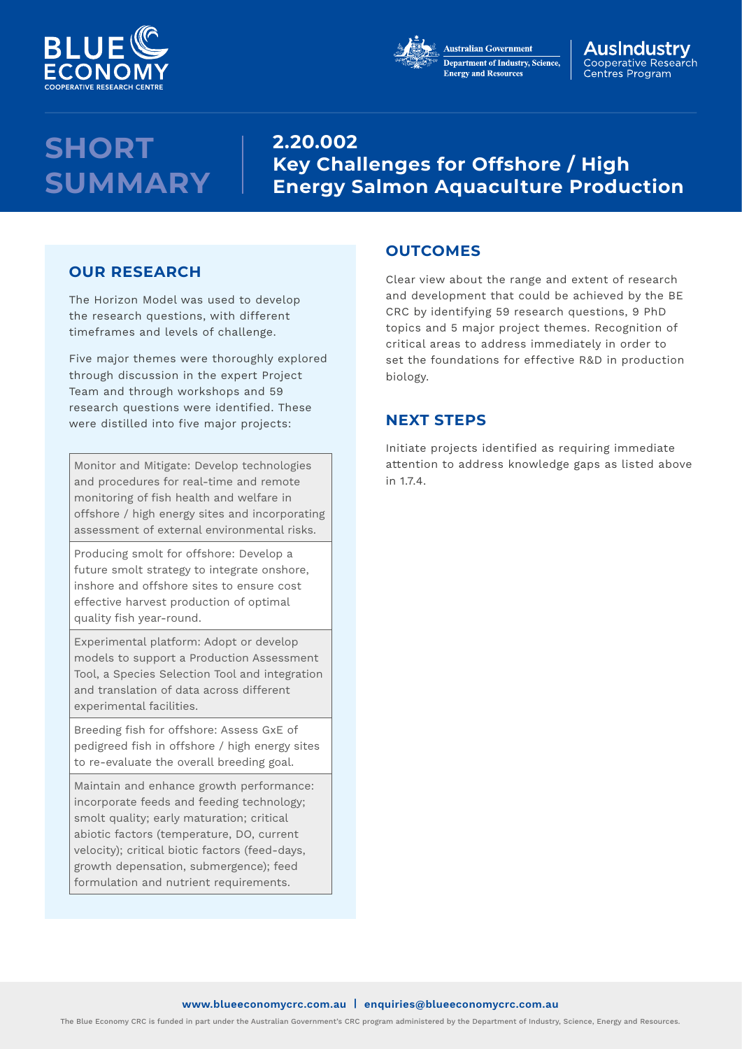# SHORT SUMMARY

## 2.20.002 Key Challenges for Offshore / High Energy Salmon Aquaculture Production

### OUR RESEARCH

The Horizon Model was used to develop the research questions, with different timeframes and levels of challenge.

Five major themes were thoroughly explored through discussion in the expert Project Team and through workshops and 59 research questions were identified. These were distilled into five major projects:

| |
|---|
| Monitor and Mitigate: Develop technologies and procedures for real-time and remote monitoring of fish health and welfare in offshore / high energy sites and incorporating assessment of external environmental risks. |
| Producing smolt for offshore: Develop a future smolt strategy to integrate onshore, inshore and offshore sites to ensure cost effective harvest production of optimal quality fish year-round. |
| Experimental platform: Adopt or develop models to support a Production Assessment Tool, a Species Selection Tool and integration and translation of data across different experimental facilities. |
| Breeding fish for offshore: Assess GxE of pedigreed fish in offshore / high energy sites to re-evaluate the overall breeding goal. |
| Maintain and enhance growth performance: incorporate feeds and feeding technology; smolt quality; early maturation; critical abiotic factors (temperature, DO, current velocity); critical biotic factors (feed-days, growth depensation, submergence); feed formulation and nutrient requirements. |

### OUTCOMES

Clear view about the range and extent of research and development that could be achieved by the BE CRC by identifying 59 research questions, 9 PhD topics and 5 major project themes. Recognition of critical areas to address immediately in order to set the foundations for effective R&D in production biology.

### NEXT STEPS

Initiate projects identified as requiring immediate attention to address knowledge gaps as listed above in 1.7.4.

www.blueeconomycrc.com.au | enquiries@blueeconomycrc.com.au

The Blue Economy CRC is funded in part under the Australian Government's CRC program administered by the Department of Industry, Science, Energy and Resources.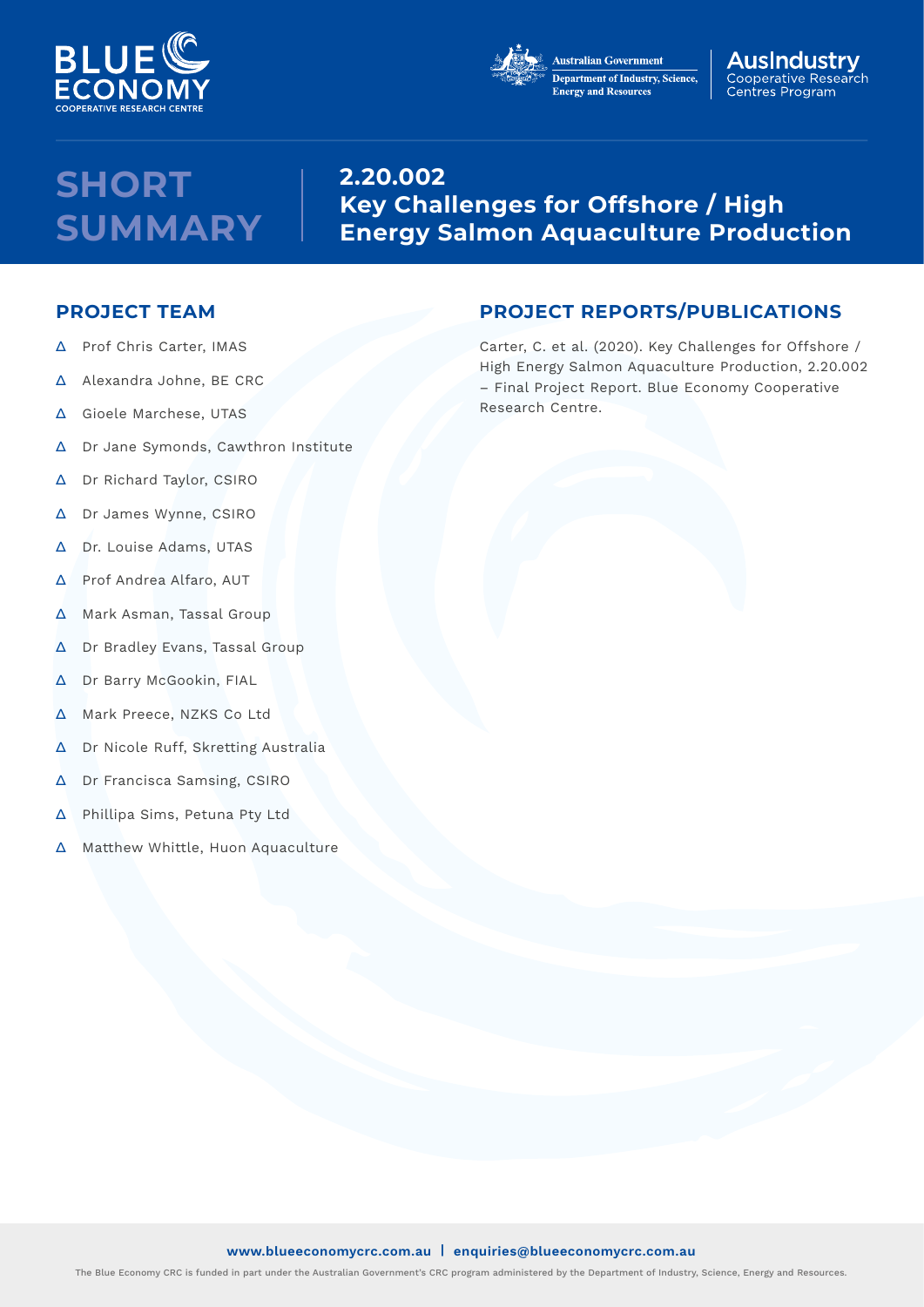# SHORT SUMMARY

## 2.20.002 Key Challenges for Offshore / High Energy Salmon Aquaculture Production

## PROJECT TEAM

- Prof Chris Carter, IMAS
- Alexandra Johne, BE CRC
- Gioele Marchese, UTAS
- Dr Jane Symonds, Cawthron Institute
- Dr Richard Taylor, CSIRO
- Dr James Wynne, CSIRO
- Dr. Louise Adams, UTAS
- Prof Andrea Alfaro, AUT
- Mark Asman, Tassal Group
- Dr Bradley Evans, Tassal Group
- Dr Barry McGookin, FIAL
- Mark Preece, NZKS Co Ltd
- Dr Nicole Ruff, Skretting Australia
- Dr Francisca Samsing, CSIRO
- Phillipa Sims, Petuna Pty Ltd
- Matthew Whittle, Huon Aquaculture

## PROJECT REPORTS/PUBLICATIONS

Carter, C. et al. (2020). Key Challenges for Offshore / High Energy Salmon Aquaculture Production, 2.20.002 – Final Project Report. Blue Economy Cooperative Research Centre.

**www.blueeconomycrc.com.au | enquiries@blueeconomycrc.com.au**

The Blue Economy CRC is funded in part under the Australian Government's CRC program administered by the Department of Industry, Science, Energy and Resources.